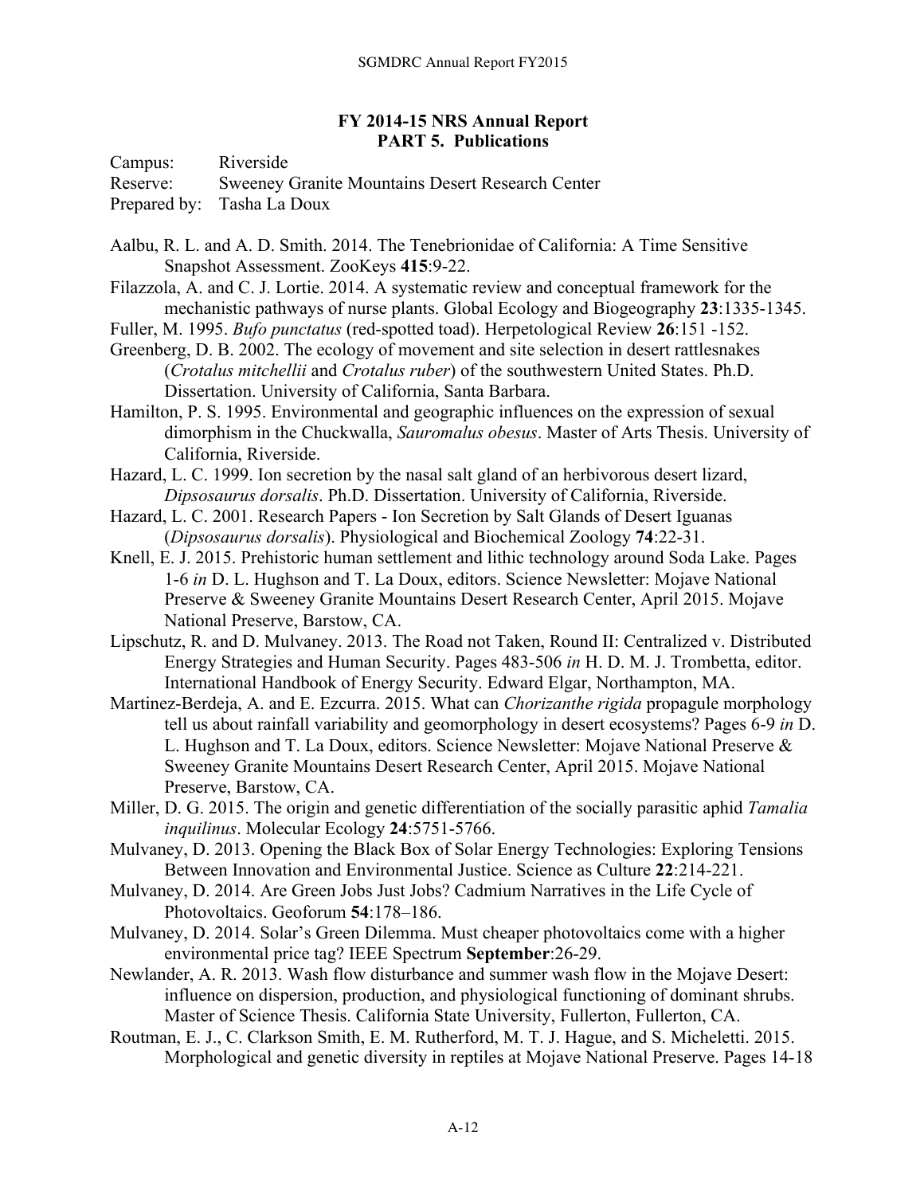**FY 2014-15 NRS Annual Report**
**PART 5. Publications**

Campus: Riverside
Reserve: Sweeney Granite Mountains Desert Research Center
Prepared by: Tasha La Doux

Aalbu, R. L. and A. D. Smith. 2014. The Tenebrionidae of California: A Time Sensitive Snapshot Assessment. ZooKeys **415**:9-22.

Filazzola, A. and C. J. Lortie. 2014. A systematic review and conceptual framework for the mechanistic pathways of nurse plants. Global Ecology and Biogeography **23**:1335-1345.

Fuller, M. 1995. *Bufo punctatus* (red-spotted toad). Herpetological Review **26**:151 -152.

Greenberg, D. B. 2002. The ecology of movement and site selection in desert rattlesnakes (*Crotalus mitchellii* and *Crotalus ruber*) of the southwestern United States. Ph.D. Dissertation. University of California, Santa Barbara.

Hamilton, P. S. 1995. Environmental and geographic influences on the expression of sexual dimorphism in the Chuckwalla, *Sauromalus obesus*. Master of Arts Thesis. University of California, Riverside.

Hazard, L. C. 1999. Ion secretion by the nasal salt gland of an herbivorous desert lizard, *Dipsosaurus dorsalis*. Ph.D. Dissertation. University of California, Riverside.

Hazard, L. C. 2001. Research Papers - Ion Secretion by Salt Glands of Desert Iguanas (*Dipsosaurus dorsalis*). Physiological and Biochemical Zoology **74**:22-31.

Knell, E. J. 2015. Prehistoric human settlement and lithic technology around Soda Lake. Pages 1-6 *in* D. L. Hughson and T. La Doux, editors. Science Newsletter: Mojave National Preserve & Sweeney Granite Mountains Desert Research Center, April 2015. Mojave National Preserve, Barstow, CA.

Lipschutz, R. and D. Mulvaney. 2013. The Road not Taken, Round II: Centralized v. Distributed Energy Strategies and Human Security. Pages 483-506 *in* H. D. M. J. Trombetta, editor. International Handbook of Energy Security. Edward Elgar, Northampton, MA.

Martinez-Berdeja, A. and E. Ezcurra. 2015. What can *Chorizanthe rigida* propagule morphology tell us about rainfall variability and geomorphology in desert ecosystems? Pages 6-9 *in* D. L. Hughson and T. La Doux, editors. Science Newsletter: Mojave National Preserve & Sweeney Granite Mountains Desert Research Center, April 2015. Mojave National Preserve, Barstow, CA.

Miller, D. G. 2015. The origin and genetic differentiation of the socially parasitic aphid *Tamalia inquilinus*. Molecular Ecology **24**:5751-5766.

Mulvaney, D. 2013. Opening the Black Box of Solar Energy Technologies: Exploring Tensions Between Innovation and Environmental Justice. Science as Culture **22**:214-221.

Mulvaney, D. 2014. Are Green Jobs Just Jobs? Cadmium Narratives in the Life Cycle of Photovoltaics. Geoforum **54**:178–186.

Mulvaney, D. 2014. Solar's Green Dilemma. Must cheaper photovoltaics come with a higher environmental price tag? IEEE Spectrum **September**:26-29.

Newlander, A. R. 2013. Wash flow disturbance and summer wash flow in the Mojave Desert: influence on dispersion, production, and physiological functioning of dominant shrubs. Master of Science Thesis. California State University, Fullerton, Fullerton, CA.

Routman, E. J., C. Clarkson Smith, E. M. Rutherford, M. T. J. Hague, and S. Micheletti. 2015. Morphological and genetic diversity in reptiles at Mojave National Preserve. Pages 14-18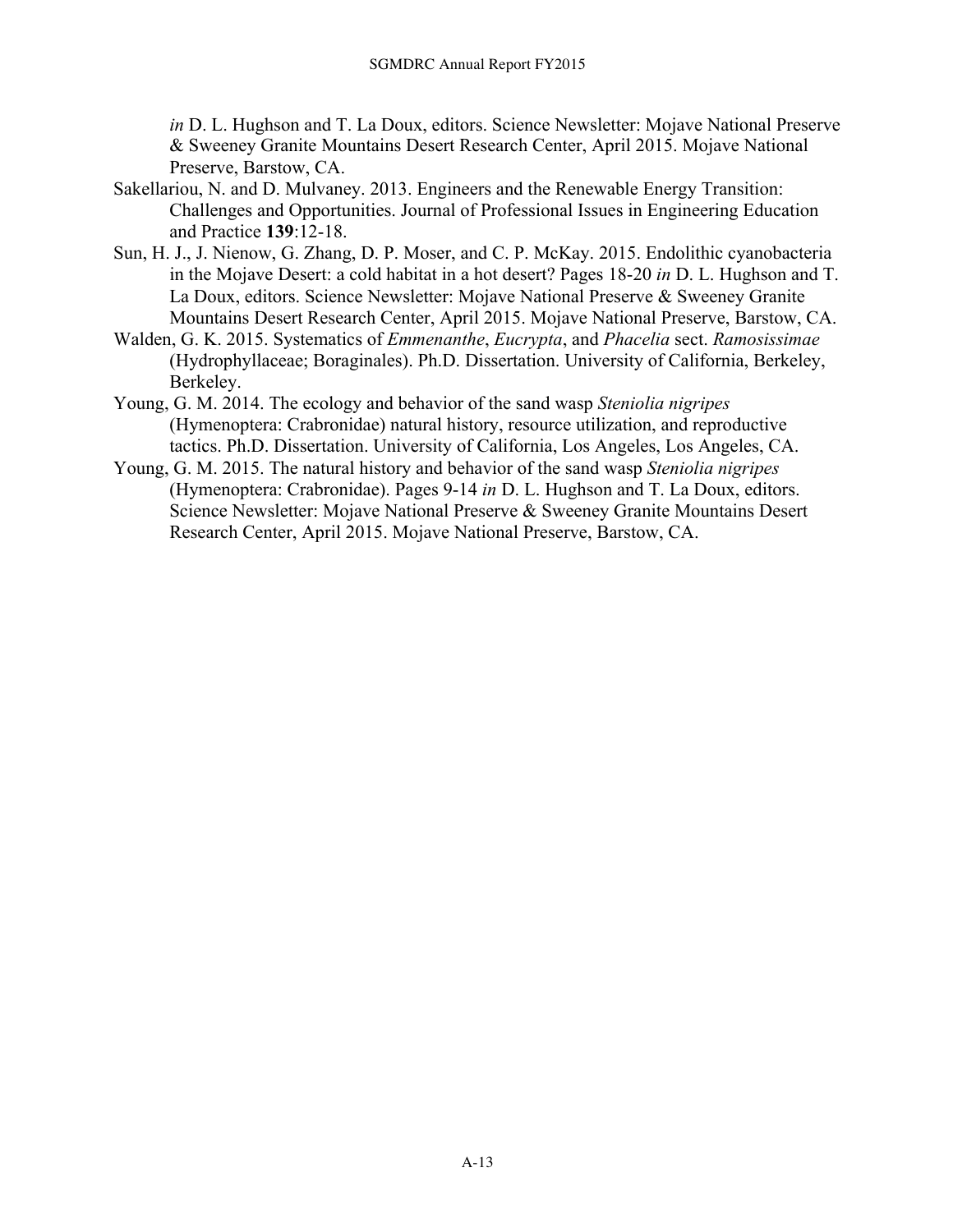*in* D. L. Hughson and T. La Doux, editors. Science Newsletter: Mojave National Preserve & Sweeney Granite Mountains Desert Research Center, April 2015. Mojave National Preserve, Barstow, CA.

Sakellariou, N. and D. Mulvaney. 2013. Engineers and the Renewable Energy Transition: Challenges and Opportunities. Journal of Professional Issues in Engineering Education and Practice **139**:12-18.

Sun, H. J., J. Nienow, G. Zhang, D. P. Moser, and C. P. McKay. 2015. Endolithic cyanobacteria in the Mojave Desert: a cold habitat in a hot desert? Pages 18-20 *in* D. L. Hughson and T. La Doux, editors. Science Newsletter: Mojave National Preserve & Sweeney Granite Mountains Desert Research Center, April 2015. Mojave National Preserve, Barstow, CA.

Walden, G. K. 2015. Systematics of *Emmenanthe*, *Eucrypta*, and *Phacelia* sect. *Ramosissimae* (Hydrophyllaceae; Boraginales). Ph.D. Dissertation. University of California, Berkeley, Berkeley.

Young, G. M. 2014. The ecology and behavior of the sand wasp *Steniolia nigripes* (Hymenoptera: Crabronidae) natural history, resource utilization, and reproductive tactics. Ph.D. Dissertation. University of California, Los Angeles, Los Angeles, CA.

Young, G. M. 2015. The natural history and behavior of the sand wasp *Steniolia nigripes* (Hymenoptera: Crabronidae). Pages 9-14 *in* D. L. Hughson and T. La Doux, editors. Science Newsletter: Mojave National Preserve & Sweeney Granite Mountains Desert Research Center, April 2015. Mojave National Preserve, Barstow, CA.